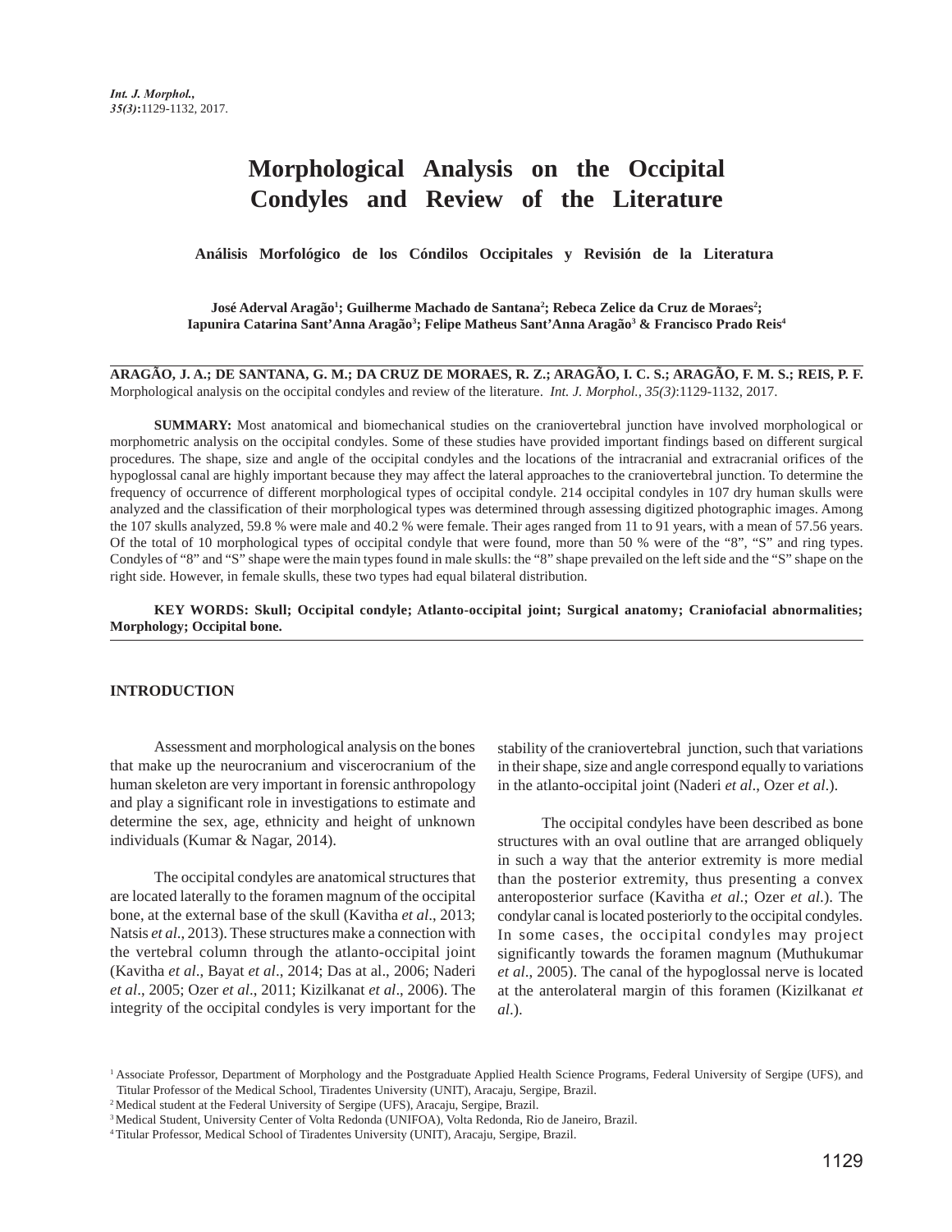# Morphological Analysis on the Occipital Condyles and Review of the Literature

## Análisis Morfológico de los Cóndilos Occipitales y Revisión de la Literatura

**José Aderval Aragão[1]; Guilherme Machado de Santana[2]; Rebeca Zelice da Cruz de Moraes[2]; Iapunira Catarina Sant'Anna Aragão[3]; Felipe Matheus Sant'Anna Aragão[3] & Francisco Prado Reis[4]**

**ARAGÃO, J. A.; DE SANTANA, G. M.; DA CRUZ DE MORAES, R. Z.; ARAGÃO, I. C. S.; ARAGÃO, F. M. S.; REIS, P. F.** Morphological analysis on the occipital condyles and review of the literature. *Int. J. Morphol., 35(3)*:1129-1132, 2017.

**SUMMARY:** Most anatomical and biomechanical studies on the craniovertebral junction have involved morphological or morphometric analysis on the occipital condyles. Some of these studies have provided important findings based on different surgical procedures. The shape, size and angle of the occipital condyles and the locations of the intracranial and extracranial orifices of the hypoglossal canal are highly important because they may affect the lateral approaches to the craniovertebral junction. To determine the frequency of occurrence of different morphological types of occipital condyle. 214 occipital condyles in 107 dry human skulls were analyzed and the classification of their morphological types was determined through assessing digitized photographic images. Among the 107 skulls analyzed, 59.8 % were male and 40.2 % were female. Their ages ranged from 11 to 91 years, with a mean of 57.56 years. Of the total of 10 morphological types of occipital condyle that were found, more than 50 % were of the "8", "S" and ring types. Condyles of "8" and "S" shape were the main types found in male skulls: the "8" shape prevailed on the left side and the "S" shape on the right side. However, in female skulls, these two types had equal bilateral distribution.

**KEY WORDS: Skull; Occipital condyle; Atlanto-occipital joint; Surgical anatomy; Craniofacial abnormalities; Morphology; Occipital bone.**

## INTRODUCTION

Assessment and morphological analysis on the bones that make up the neurocranium and viscerocranium of the human skeleton are very important in forensic anthropology and play a significant role in investigations to estimate and determine the sex, age, ethnicity and height of unknown individuals (Kumar & Nagar, 2014).

The occipital condyles are anatomical structures that are located laterally to the foramen magnum of the occipital bone, at the external base of the skull (Kavitha *et al*., 2013; Natsis *et al*., 2013). These structures make a connection with the vertebral column through the atlanto-occipital joint (Kavitha *et al*., Bayat *et al*., 2014; Das at al., 2006; Naderi *et al*., 2005; Ozer *et al*., 2011; Kizilkanat *et al*., 2006). The integrity of the occipital condyles is very important for the stability of the craniovertebral junction, such that variations in their shape, size and angle correspond equally to variations in the atlanto-occipital joint (Naderi *et al*., Ozer *et al*.).

The occipital condyles have been described as bone structures with an oval outline that are arranged obliquely in such a way that the anterior extremity is more medial than the posterior extremity, thus presenting a convex anteroposterior surface (Kavitha *et al*.; Ozer *et al*.). The condylar canal is located posteriorly to the occipital condyles. In some cases, the occipital condyles may project significantly towards the foramen magnum (Muthukumar *et al*., 2005). The canal of the hypoglossal nerve is located at the anterolateral margin of this foramen (Kizilkanat *et al*.).

[1] Associate Professor, Department of Morphology and the Postgraduate Applied Health Science Programs, Federal University of Sergipe (UFS), and Titular Professor of the Medical School, Tiradentes University (UNIT), Aracaju, Sergipe, Brazil.
[2] Medical student at the Federal University of Sergipe (UFS), Aracaju, Sergipe, Brazil.
[3] Medical Student, University Center of Volta Redonda (UNIFOA), Volta Redonda, Rio de Janeiro, Brazil.
[4] Titular Professor, Medical School of Tiradentes University (UNIT), Aracaju, Sergipe, Brazil.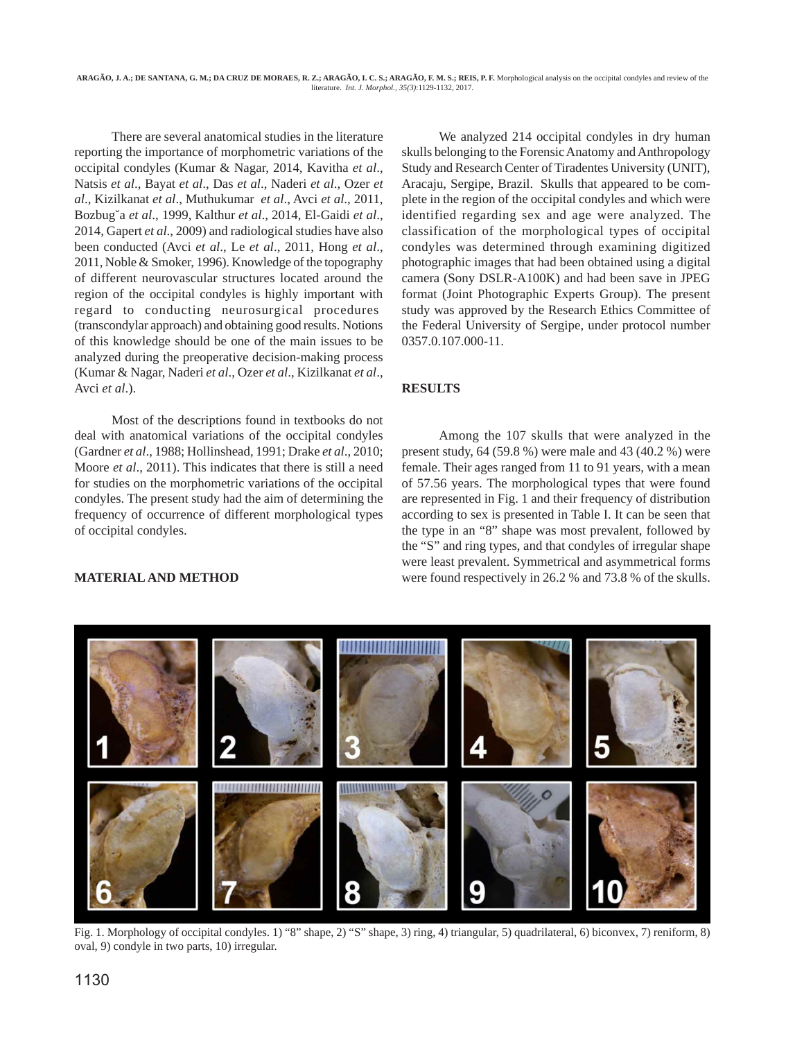There are several anatomical studies in the literature reporting the importance of morphometric variations of the occipital condyles (Kumar & Nagar, 2014, Kavitha *et al*., Natsis *et al*., Bayat *et al*., Das *et al*., Naderi *et al*., Ozer *et al*., Kizilkanat *et al*., Muthukumar *et al*., Avci *et al*., 2011, Bozbug˘a *et al*., 1999, Kalthur *et al*., 2014, El-Gaidi *et al*., 2014, Gapert *et al*., 2009) and radiological studies have also been conducted (Avci *et al*., Le *et al*., 2011, Hong *et al*., 2011, Noble & Smoker, 1996). Knowledge of the topography of different neurovascular structures located around the region of the occipital condyles is highly important with regard to conducting neurosurgical procedures (transcondylar approach) and obtaining good results. Notions of this knowledge should be one of the main issues to be analyzed during the preoperative decision-making process (Kumar & Nagar, Naderi *et al*., Ozer *et al*., Kizilkanat *et al*., Avci *et al*.).

Most of the descriptions found in textbooks do not deal with anatomical variations of the occipital condyles (Gardner *et al*., 1988; Hollinshead, 1991; Drake *et al*., 2010; Moore *et al*., 2011). This indicates that there is still a need for studies on the morphometric variations of the occipital condyles. The present study had the aim of determining the frequency of occurrence of different morphological types of occipital condyles.

## MATERIAL AND METHOD

We analyzed 214 occipital condyles in dry human skulls belonging to the Forensic Anatomy and Anthropology Study and Research Center of Tiradentes University (UNIT), Aracaju, Sergipe, Brazil. Skulls that appeared to be complete in the region of the occipital condyles and which were identified regarding sex and age were analyzed. The classification of the morphological types of occipital condyles was determined through examining digitized photographic images that had been obtained using a digital camera (Sony DSLR-A100K) and had been save in JPEG format (Joint Photographic Experts Group). The present study was approved by the Research Ethics Committee of the Federal University of Sergipe, under protocol number 0357.0.107.000-11.

## RESULTS

Among the 107 skulls that were analyzed in the present study, 64 (59.8 %) were male and 43 (40.2 %) were female. Their ages ranged from 11 to 91 years, with a mean of 57.56 years. The morphological types that were found are represented in Fig. 1 and their frequency of distribution according to sex is presented in Table I. It can be seen that the type in an "8" shape was most prevalent, followed by the "S" and ring types, and that condyles of irregular shape were least prevalent. Symmetrical and asymmetrical forms were found respectively in 26.2 % and 73.8 % of the skulls.

Fig. 1. Morphology of occipital condyles. 1) "8" shape, 2) "S" shape, 3) ring, 4) triangular, 5) quadrilateral, 6) biconvex, 7) reniform, 8) oval, 9) condyle in two parts, 10) irregular.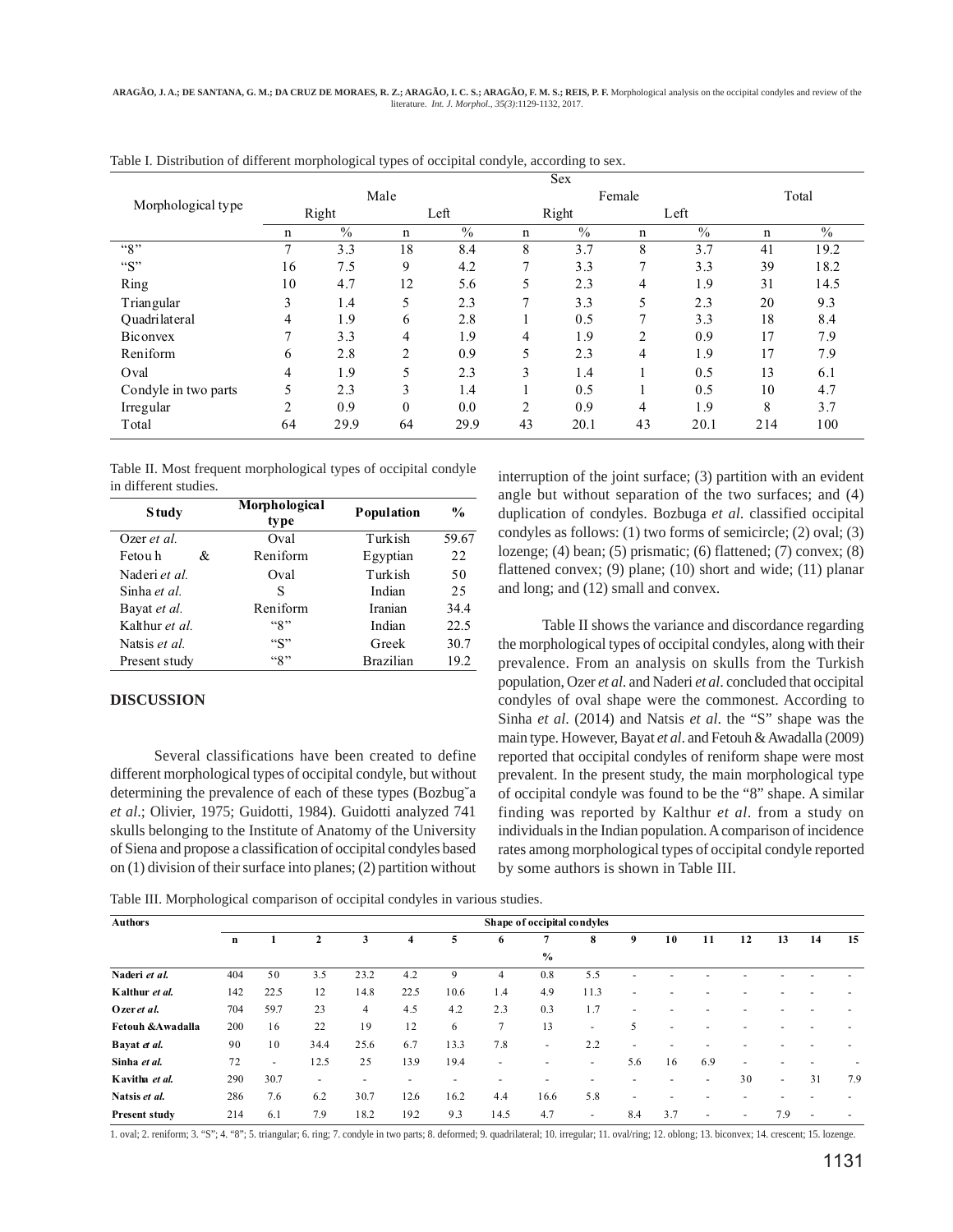Table I. Distribution of different morphological types of occipital condyle, according to sex.

| Morphological type | Sex | | | | | | | | | |
|---|---|---|---|---|---|---|---|---|---|---|
| | Male | | | | Female | | | | Total | |
| | Right | | Left | | Right | | Left | | | |
| | n | % | n | % | n | % | n | % | n | % |
| "8" | 7 | 3.3 | 18 | 8.4 | 8 | 3.7 | 8 | 3.7 | 41 | 19.2 |
| "S" | 16 | 7.5 | 9 | 4.2 | 7 | 3.3 | 7 | 3.3 | 39 | 18.2 |
| Ring | 10 | 4.7 | 12 | 5.6 | 5 | 2.3 | 4 | 1.9 | 31 | 14.5 |
| Triangular | 3 | 1.4 | 5 | 2.3 | 7 | 3.3 | 5 | 2.3 | 20 | 9.3 |
| Quadrilateral | 4 | 1.9 | 6 | 2.8 | 1 | 0.5 | 7 | 3.3 | 18 | 8.4 |
| Biconvex | 7 | 3.3 | 4 | 1.9 | 4 | 1.9 | 2 | 0.9 | 17 | 7.9 |
| Reniform | 6 | 2.8 | 2 | 0.9 | 5 | 2.3 | 4 | 1.9 | 17 | 7.9 |
| Oval | 4 | 1.9 | 5 | 2.3 | 3 | 1.4 | 1 | 0.5 | 13 | 6.1 |
| Condyle in two parts | 5 | 2.3 | 3 | 1.4 | 1 | 0.5 | 1 | 0.5 | 10 | 4.7 |
| Irregular | 2 | 0.9 | 0 | 0.0 | 2 | 0.9 | 4 | 1.9 | 8 | 3.7 |
| Total | 64 | 29.9 | 64 | 29.9 | 43 | 20.1 | 43 | 20.1 | 214 | 100 |

Table II. Most frequent morphological types of occipital condyle in different studies.

| Study | Morphological type | Population | % |
|---|---|---|---|
| Ozer *et al.* | Oval | Turkish | 59.67 |
| Fetouh & | Reniform | Egyptian | 22 |
| Naderi *et al.* | Oval | Turkish | 50 |
| Sinha *et al.* | S | Indian | 25 |
| Bayat *et al.* | Reniform | Iranian | 34.4 |
| Kalthur *et al.* | "8" | Indian | 22.5 |
| Natsis *et al.* | "S" | Greek | 30.7 |
| Present study | "8" | Brazilian | 19.2 |

## DISCUSSION

Several classifications have been created to define different morphological types of occipital condyle, but without determining the prevalence of each of these types (Bozbug˘a *et al*.; Olivier, 1975; Guidotti, 1984). Guidotti analyzed 741 skulls belonging to the Institute of Anatomy of the University of Siena and propose a classification of occipital condyles based on (1) division of their surface into planes; (2) partition without interruption of the joint surface; (3) partition with an evident angle but without separation of the two surfaces; and (4) duplication of condyles. Bozbuga *et al*. classified occipital condyles as follows: (1) two forms of semicircle; (2) oval; (3) lozenge; (4) bean; (5) prismatic; (6) flattened; (7) convex; (8) flattened convex; (9) plane; (10) short and wide; (11) planar and long; and (12) small and convex.

Table II shows the variance and discordance regarding the morphological types of occipital condyles, along with their prevalence. From an analysis on skulls from the Turkish population, Ozer *et al*. and Naderi *et al*. concluded that occipital condyles of oval shape were the commonest. According to Sinha *et al*. (2014) and Natsis *et al*. the "S" shape was the main type. However, Bayat *et al*. and Fetouh & Awadalla (2009) reported that occipital condyles of reniform shape were most prevalent. In the present study, the main morphological type of occipital condyle was found to be the "8" shape. A similar finding was reported by Kalthur *et al*. from a study on individuals in the Indian population. A comparison of incidence rates among morphological types of occipital condyle reported by some authors is shown in Table III.

Table III. Morphological comparison of occipital condyles in various studies.

| Authors | Shape of occipital condyles | | | | | | | | | | | | | | | |
|---|---|---|---|---|---|---|---|---|---|---|---|---|---|---|---|---|
| | n | 1 | 2 | 3 | 4 | 5 | 6 | 7 | 8 | 9 | 10 | 11 | 12 | 13 | 14 | 15 |
| | | | | | | | | % | | | | | | | | |
| **Naderi *et al.*** | 404 | 50 | 3.5 | 23.2 | 4.2 | 9 | 4 | 0.8 | 5.5 | - | - | - | - | - | - | - |
| **Kalthur *et al.*** | 142 | 22.5 | 12 | 14.8 | 22.5 | 10.6 | 1.4 | 4.9 | 11.3 | - | - | - | - | - | - | - |
| **Ozer *et al.*** | 704 | 59.7 | 23 | 4 | 4.5 | 4.2 | 2.3 | 0.3 | 1.7 | - | - | - | - | - | - | - |
| **Fetouh &Awadalla** | 200 | 16 | 22 | 19 | 12 | 6 | 7 | 13 | - | 5 | - | - | - | - | - | - |
| **Bayat *et al.*** | 90 | 10 | 34.4 | 25.6 | 6.7 | 13.3 | 7.8 | - | 2.2 | - | - | - | - | - | - | - |
| **Sinha *et al.*** | 72 | - | 12.5 | 25 | 13.9 | 19.4 | - | - | - | 5.6 | 16 | 6.9 | - | - | - | - |
| **Kavitha *et al.*** | 290 | 30.7 | - | - | - | - | - | - | - | - | - | - | 30 | - | 31 | 7.9 |
| **Natsis *et al.*** | 286 | 7.6 | 6.2 | 30.7 | 12.6 | 16.2 | 4.4 | 16.6 | 5.8 | - | - | - | - | - | - | - |
| **Present study** | 214 | 6.1 | 7.9 | 18.2 | 19.2 | 9.3 | 14.5 | 4.7 | - | 8.4 | 3.7 | - | - | 7.9 | - | - |

1. oval; 2. reniform; 3. "S"; 4. "8"; 5. triangular; 6. ring; 7. condyle in two parts; 8. deformed; 9. quadrilateral; 10. irregular; 11. oval/ring; 12. oblong; 13. biconvex; 14. crescent; 15. lozenge.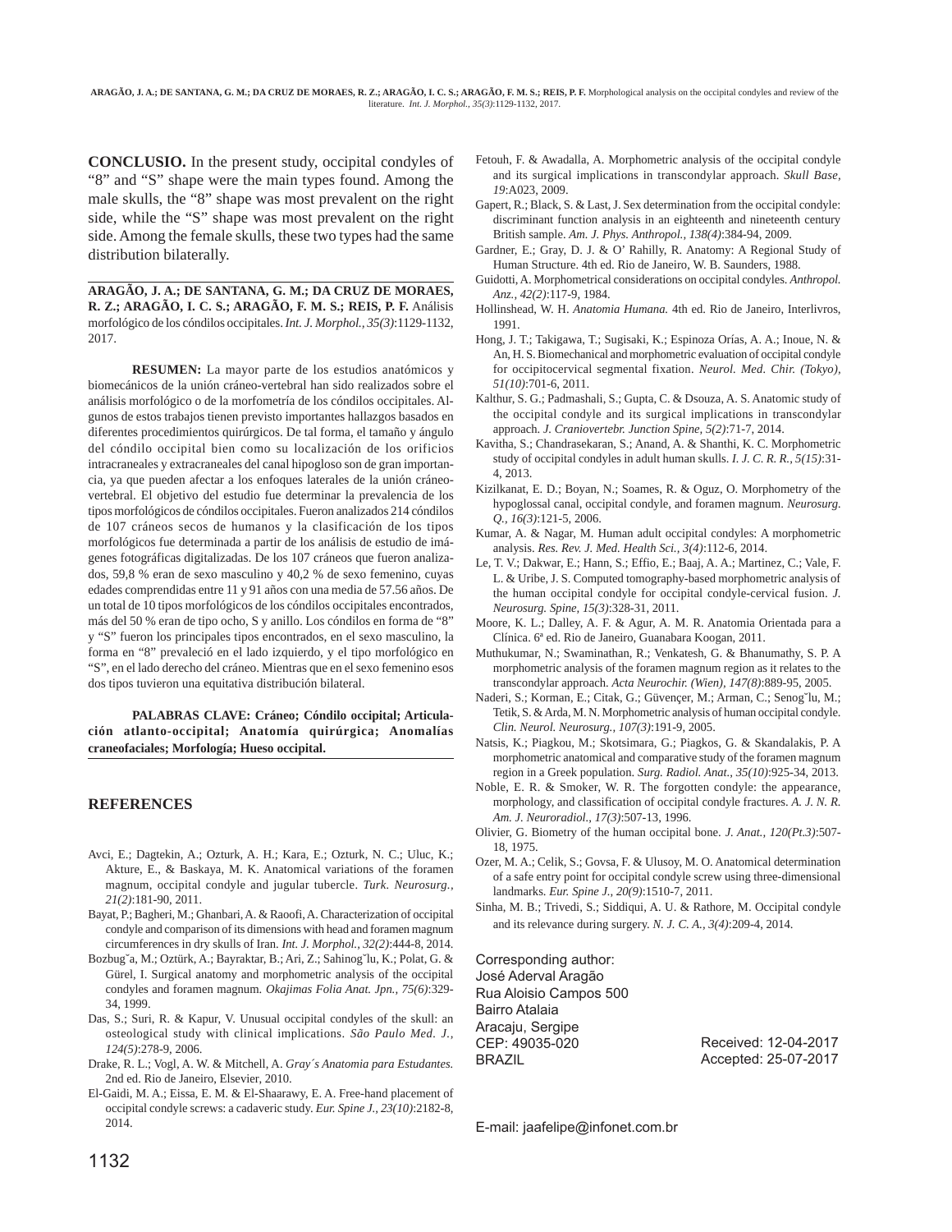**CONCLUSIO.** In the present study, occipital condyles of "8" and "S" shape were the main types found. Among the male skulls, the "8" shape was most prevalent on the right side, while the "S" shape was most prevalent on the right side. Among the female skulls, these two types had the same distribution bilaterally.

**ARAGÃO, J. A.; DE SANTANA, G. M.; DA CRUZ DE MORAES, R. Z.; ARAGÃO, I. C. S.; ARAGÃO, F. M. S.; REIS, P. F.** Análisis morfológico de los cóndilos occipitales. *Int. J. Morphol., 35(3)*:1129-1132, 2017.

**RESUMEN:** La mayor parte de los estudios anatómicos y biomecánicos de la unión cráneo-vertebral han sido realizados sobre el análisis morfológico o de la morfometría de los cóndilos occipitales. Algunos de estos trabajos tienen previsto importantes hallazgos basados en diferentes procedimientos quirúrgicos. De tal forma, el tamaño y ángulo del cóndilo occipital bien como su localización de los orificios intracraneales y extracraneales del canal hipogloso son de gran importancia, ya que pueden afectar a los enfoques laterales de la unión cráneo-vertebral. El objetivo del estudio fue determinar la prevalencia de los tipos morfológicos de cóndilos occipitales. Fueron analizados 214 cóndilos de 107 cráneos secos de humanos y la clasificación de los tipos morfológicos fue determinada a partir de los análisis de estudio de imágenes fotográficas digitalizadas. De los 107 cráneos que fueron analizados, 59,8 % eran de sexo masculino y 40,2 % de sexo femenino, cuyas edades comprendidas entre 11 y 91 años con una media de 57.56 años. De un total de 10 tipos morfológicos de los cóndilos occipitales encontrados, más del 50 % eran de tipo ocho, S y anillo. Los cóndilos en forma de "8" y "S" fueron los principales tipos encontrados, en el sexo masculino, la forma en "8" prevaleció en el lado izquierdo, y el tipo morfológico en "S", en el lado derecho del cráneo. Mientras que en el sexo femenino esos dos tipos tuvieron una equitativa distribución bilateral.

**PALABRAS CLAVE: Cráneo; Cóndilo occipital; Articulación atlanto-occipital; Anatomía quirúrgica; Anomalías craneofaciales; Morfología; Hueso occipital.**

## REFERENCES

Avci, E.; Dagtekin, A.; Ozturk, A. H.; Kara, E.; Ozturk, N. C.; Uluc, K.; Akture, E., & Baskaya, M. K. Anatomical variations of the foramen magnum, occipital condyle and jugular tubercle. *Turk. Neurosurg., 21(2)*:181-90, 2011.

Bayat, P.; Bagheri, M.; Ghanbari, A. & Raoofi, A. Characterization of occipital condyle and comparison of its dimensions with head and foramen magnum circumferences in dry skulls of Iran. *Int. J. Morphol., 32(2)*:444-8, 2014.

Bozbug˘a, M.; Oztürk, A.; Bayraktar, B.; Ari, Z.; Sahinog˘lu, K.; Polat, G. & Gürel, I. Surgical anatomy and morphometric analysis of the occipital condyles and foramen magnum. *Okajimas Folia Anat. Jpn., 75(6)*:329-34, 1999.

Das, S.; Suri, R. & Kapur, V. Unusual occipital condyles of the skull: an osteological study with clinical implications. *São Paulo Med. J., 124(5)*:278-9, 2006.

Drake, R. L.; Vogl, A. W. & Mitchell, A. *Gray´s Anatomia para Estudantes.* 2nd ed. Rio de Janeiro, Elsevier, 2010.

El-Gaidi, M. A.; Eissa, E. M. & El-Shaarawy, E. A. Free-hand placement of occipital condyle screws: a cadaveric study. *Eur. Spine J., 23(10)*:2182-8, 2014.

Fetouh, F. & Awadalla, A. Morphometric analysis of the occipital condyle and its surgical implications in transcondylar approach. *Skull Base, 19*:A023, 2009.

Gapert, R.; Black, S. & Last, J. Sex determination from the occipital condyle: discriminant function analysis in an eighteenth and nineteenth century British sample. *Am. J. Phys. Anthropol., 138(4)*:384-94, 2009.

Gardner, E.; Gray, D. J. & O' Rahilly, R. Anatomy: A Regional Study of Human Structure. 4th ed. Rio de Janeiro, W. B. Saunders, 1988.

Guidotti, A. Morphometrical considerations on occipital condyles. *Anthropol. Anz., 42(2)*:117-9, 1984.

Hollinshead, W. H. *Anatomia Humana.* 4th ed. Rio de Janeiro, Interlivros, 1991.

Hong, J. T.; Takigawa, T.; Sugisaki, K.; Espinoza Orías, A. A.; Inoue, N. & An, H. S. Biomechanical and morphometric evaluation of occipital condyle for occipitocervical segmental fixation. *Neurol. Med. Chir. (Tokyo), 51(10)*:701-6, 2011.

Kalthur, S. G.; Padmashali, S.; Gupta, C. & Dsouza, A. S. Anatomic study of the occipital condyle and its surgical implications in transcondylar approach. *J. Craniovertebr. Junction Spine, 5(2)*:71-7, 2014.

Kavitha, S.; Chandrasekaran, S.; Anand, A. & Shanthi, K. C. Morphometric study of occipital condyles in adult human skulls. *I. J. C. R. R., 5(15)*:31-4, 2013.

Kizilkanat, E. D.; Boyan, N.; Soames, R. & Oguz, O. Morphometry of the hypoglossal canal, occipital condyle, and foramen magnum. *Neurosurg. Q., 16(3)*:121-5, 2006.

Kumar, A. & Nagar, M. Human adult occipital condyles: A morphometric analysis. *Res. Rev. J. Med. Health Sci., 3(4)*:112-6, 2014.

Le, T. V.; Dakwar, E.; Hann, S.; Effio, E.; Baaj, A. A.; Martinez, C.; Vale, F. L. & Uribe, J. S. Computed tomography-based morphometric analysis of the human occipital condyle for occipital condyle-cervical fusion. *J. Neurosurg. Spine, 15(3)*:328-31, 2011.

Moore, K. L.; Dalley, A. F. & Agur, A. M. R. Anatomia Orientada para a Clínica. 6ª ed. Rio de Janeiro, Guanabara Koogan, 2011.

Muthukumar, N.; Swaminathan, R.; Venkatesh, G. & Bhanumathy, S. P. A morphometric analysis of the foramen magnum region as it relates to the transcondylar approach. *Acta Neurochir. (Wien), 147(8)*:889-95, 2005.

Naderi, S.; Korman, E.; Citak, G.; Güvençer, M.; Arman, C.; Senog˘lu, M.; Tetik, S. & Arda, M. N. Morphometric analysis of human occipital condyle. *Clin. Neurol. Neurosurg., 107(3)*:191-9, 2005.

Natsis, K.; Piagkou, M.; Skotsimara, G.; Piagkos, G. & Skandalakis, P. A morphometric anatomical and comparative study of the foramen magnum region in a Greek population. *Surg. Radiol. Anat., 35(10)*:925-34, 2013.

Noble, E. R. & Smoker, W. R. The forgotten condyle: the appearance, morphology, and classification of occipital condyle fractures. *A. J. N. R. Am. J. Neuroradiol., 17(3)*:507-13, 1996.

Olivier, G. Biometry of the human occipital bone. *J. Anat., 120(Pt.3)*:507-18, 1975.

Ozer, M. A.; Celik, S.; Govsa, F. & Ulusoy, M. O. Anatomical determination of a safe entry point for occipital condyle screw using three-dimensional landmarks. *Eur. Spine J., 20(9)*:1510-7, 2011.

Sinha, M. B.; Trivedi, S.; Siddiqui, A. U. & Rathore, M. Occipital condyle and its relevance during surgery. *N. J. C. A., 3(4)*:209-4, 2014.

Corresponding author:
José Aderval Aragão
Rua Aloisio Campos 500
Bairro Atalaia
Aracaju, Sergipe
CEP: 49035-020
BRAZIL

E-mail: jaafelipe@infonet.com.br

Received: 12-04-2017
Accepted: 25-07-2017